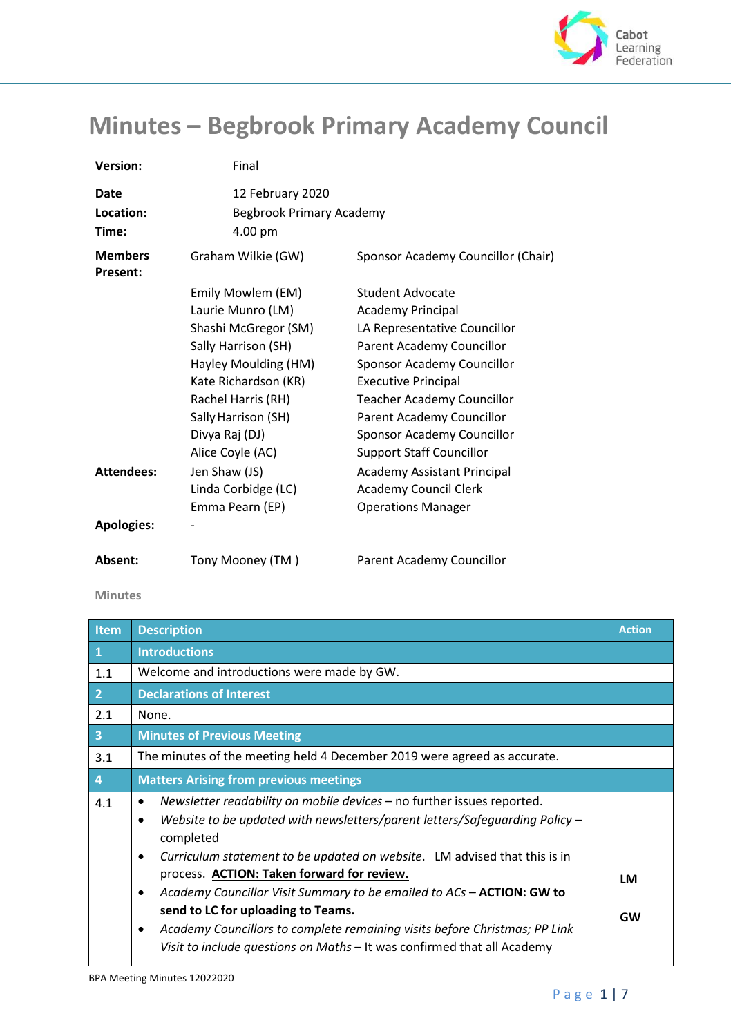# Minutes – Begbrook Primary Academy Council

| | | |
|---|---|---|
| **Version:** | Final | |
| **Date** | 12 February 2020 | |
| **Location:** | Begbrook Primary Academy | |
| **Time:** | 4.00 pm | |
| **Members Present:** | Graham Wilkie (GW) | Sponsor Academy Councillor (Chair) |
| | Emily Mowlem (EM) | Student Advocate |
| | Laurie Munro (LM) | Academy Principal |
| | Shashi McGregor (SM) | LA Representative Councillor |
| | Sally Harrison (SH) | Parent Academy Councillor |
| | Hayley Moulding (HM) | Sponsor Academy Councillor |
| | Kate Richardson (KR) | Executive Principal |
| | Rachel Harris (RH) | Teacher Academy Councillor |
| | Sally Harrison (SH) | Parent Academy Councillor |
| | Divya Raj (DJ) | Sponsor Academy Councillor |
| | Alice Coyle (AC) | Support Staff Councillor |
| **Attendees:** | Jen Shaw (JS) | Academy Assistant Principal |
| | Linda Corbidge (LC) | Academy Council Clerk |
| | Emma Pearn (EP) | Operations Manager |
| **Apologies:** | - | |
| **Absent:** | Tony Mooney (TM ) | Parent Academy Councillor |

Minutes

| Item | Description | Action |
|---|---|---|
| **1** | **Introductions** | |
| 1.1 | Welcome and introductions were made by GW. | |
| **2** | **Declarations of Interest** | |
| 2.1 | None. | |
| **3** | **Minutes of Previous Meeting** | |
| 3.1 | The minutes of the meeting held 4 December 2019 were agreed as accurate. | |
| **4** | **Matters Arising from previous meetings** | |
| 4.1 | • *Newsletter readability on mobile devices* – no further issues reported.<br>• *Website to be updated with newsletters/parent letters/Safeguarding Policy* – completed<br>• *Curriculum statement to be updated on website*. LM advised that this is in process. **ACTION: Taken forward for review.**<br>• *Academy Councillor Visit Summary to be emailed to ACs* – **ACTION: GW to send to LC for uploading to Teams.**<br>• *Academy Councillors to complete remaining visits before Christmas; PP Link Visit to include questions on Maths* – It was confirmed that all Academy | **LM**<br><br>**GW** |

BPA Meeting Minutes 12022020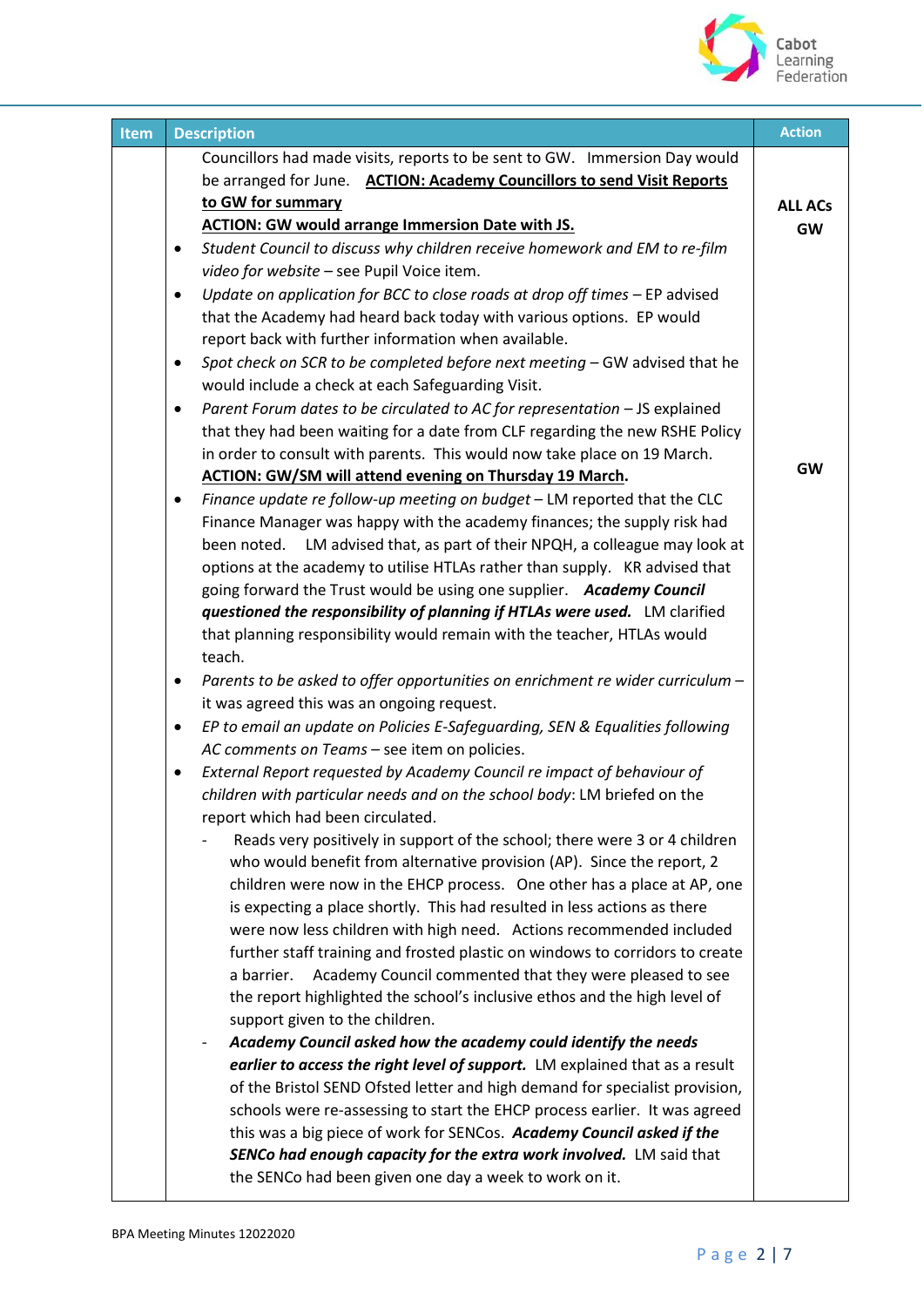| Item | Description | Action |
|---|---|---|
| | Councillors had made visits, reports to be sent to GW. Immersion Day would be arranged for June. **ACTION: Academy Councillors to send Visit Reports to GW for summary**<br>**ACTION: GW would arrange Immersion Date with JS.**<br>• *Student Council to discuss why children receive homework and EM to re-film video for website* – see Pupil Voice item.<br>• *Update on application for BCC to close roads at drop off times* – EP advised that the Academy had heard back today with various options. EP would report back with further information when available.<br>• *Spot check on SCR to be completed before next meeting* – GW advised that he would include a check at each Safeguarding Visit.<br>• *Parent Forum dates to be circulated to AC for representation* – JS explained that they had been waiting for a date from CLF regarding the new RSHE Policy in order to consult with parents. This would now take place on 19 March. **ACTION: GW/SM will attend evening on Thursday 19 March.**<br>• *Finance update re follow-up meeting on budget* – LM reported that the CLC Finance Manager was happy with the academy finances; the supply risk had been noted. LM advised that, as part of their NPQH, a colleague may look at options at the academy to utilise HTLAs rather than supply. KR advised that going forward the Trust would be using one supplier. ***Academy Council questioned the responsibility of planning if HTLAs were used.*** LM clarified that planning responsibility would remain with the teacher, HTLAs would teach.<br>• *Parents to be asked to offer opportunities on enrichment re wider curriculum* – it was agreed this was an ongoing request.<br>• *EP to email an update on Policies E-Safeguarding, SEN & Equalities following AC comments on Teams* – see item on policies.<br>• *External Report requested by Academy Council re impact of behaviour of children with particular needs and on the school body*: LM briefed on the report which had been circulated.<br>- Reads very positively in support of the school; there were 3 or 4 children who would benefit from alternative provision (AP). Since the report, 2 children were now in the EHCP process. One other has a place at AP, one is expecting a place shortly. This had resulted in less actions as there were now less children with high need. Actions recommended included further staff training and frosted plastic on windows to corridors to create a barrier. Academy Council commented that they were pleased to see the report highlighted the school's inclusive ethos and the high level of support given to the children.<br>- ***Academy Council asked how the academy could identify the needs earlier to access the right level of support.*** LM explained that as a result of the Bristol SEND Ofsted letter and high demand for specialist provision, schools were re-assessing to start the EHCP process earlier. It was agreed this was a big piece of work for SENCos. ***Academy Council asked if the SENCo had enough capacity for the extra work involved.*** LM said that the SENCo had been given one day a week to work on it. | **ALL ACs**<br>**GW**<br><br><br><br><br><br><br><br><br><br>**GW** |

BPA Meeting Minutes 12022020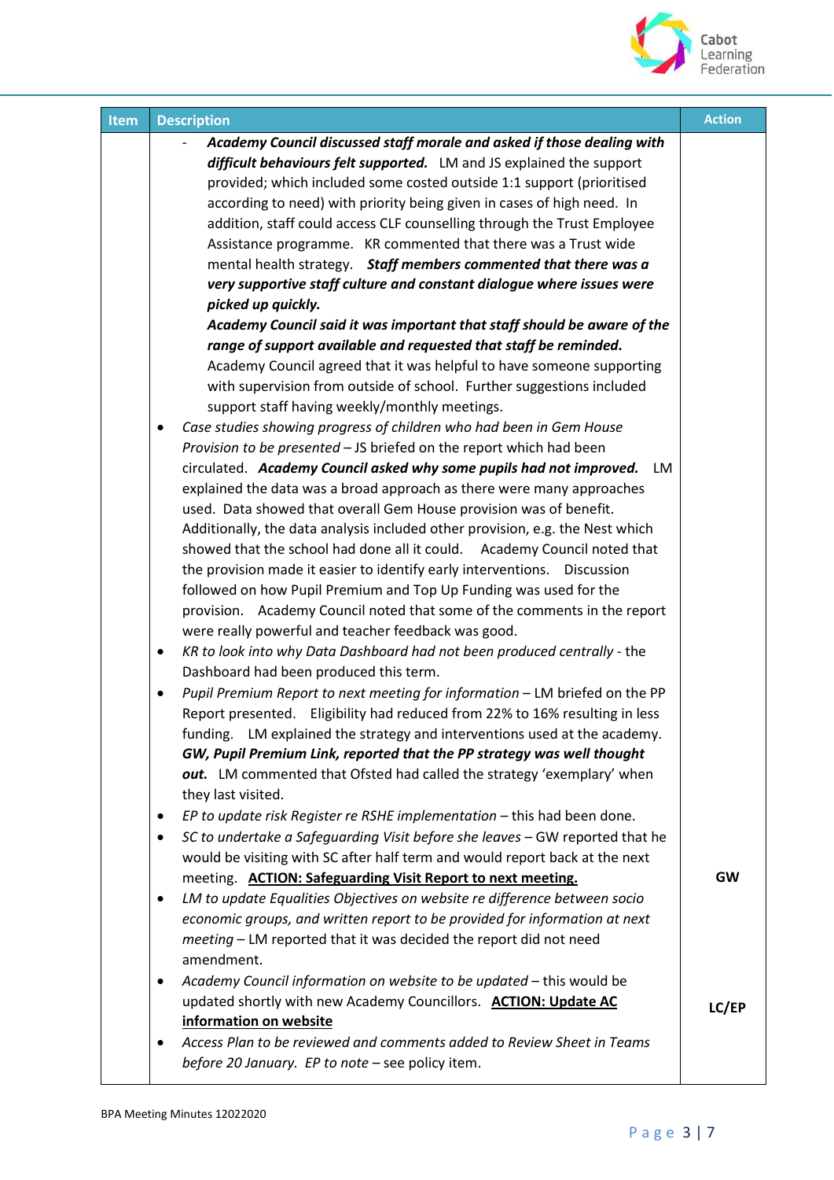| Item | Description | Action |
|---|---|---|
| | - ***Academy Council discussed staff morale and asked if those dealing with difficult behaviours felt supported.*** LM and JS explained the support provided; which included some costed outside 1:1 support (prioritised according to need) with priority being given in cases of high need. In addition, staff could access CLF counselling through the Trust Employee Assistance programme. KR commented that there was a Trust wide mental health strategy. ***Staff members commented that there was a very supportive staff culture and constant dialogue where issues were picked up quickly.*** ***Academy Council said it was important that staff should be aware of the range of support available and requested that staff be reminded.*** Academy Council agreed that it was helpful to have someone supporting with supervision from outside of school. Further suggestions included support staff having weekly/monthly meetings. | |
| | • *Case studies showing progress of children who had been in Gem House Provision to be presented* – JS briefed on the report which had been circulated. ***Academy Council asked why some pupils had not improved.*** LM explained the data was a broad approach as there were many approaches used. Data showed that overall Gem House provision was of benefit. Additionally, the data analysis included other provision, e.g. the Nest which showed that the school had done all it could. Academy Council noted that the provision made it easier to identify early interventions. Discussion followed on how Pupil Premium and Top Up Funding was used for the provision. Academy Council noted that some of the comments in the report were really powerful and teacher feedback was good. | |
| | • *KR to look into why Data Dashboard had not been produced centrally* - the Dashboard had been produced this term. | |
| | • *Pupil Premium Report to next meeting for information* – LM briefed on the PP Report presented. Eligibility had reduced from 22% to 16% resulting in less funding. LM explained the strategy and interventions used at the academy. ***GW, Pupil Premium Link, reported that the PP strategy was well thought out.*** LM commented that Ofsted had called the strategy 'exemplary' when they last visited. | |
| | • *EP to update risk Register re RSHE implementation* – this had been done. | |
| | • *SC to undertake a Safeguarding Visit before she leaves* – GW reported that he would be visiting with SC after half term and would report back at the next meeting. **ACTION: Safeguarding Visit Report to next meeting.** | **GW** |
| | • *LM to update Equalities Objectives on website re difference between socio economic groups, and written report to be provided for information at next meeting* – LM reported that it was decided the report did not need amendment. | |
| | • *Academy Council information on website to be updated* – this would be updated shortly with new Academy Councillors. **ACTION: Update AC information on website** | **LC/EP** |
| | • *Access Plan to be reviewed and comments added to Review Sheet in Teams before 20 January. EP to note* – see policy item. | |

BPA Meeting Minutes 12022020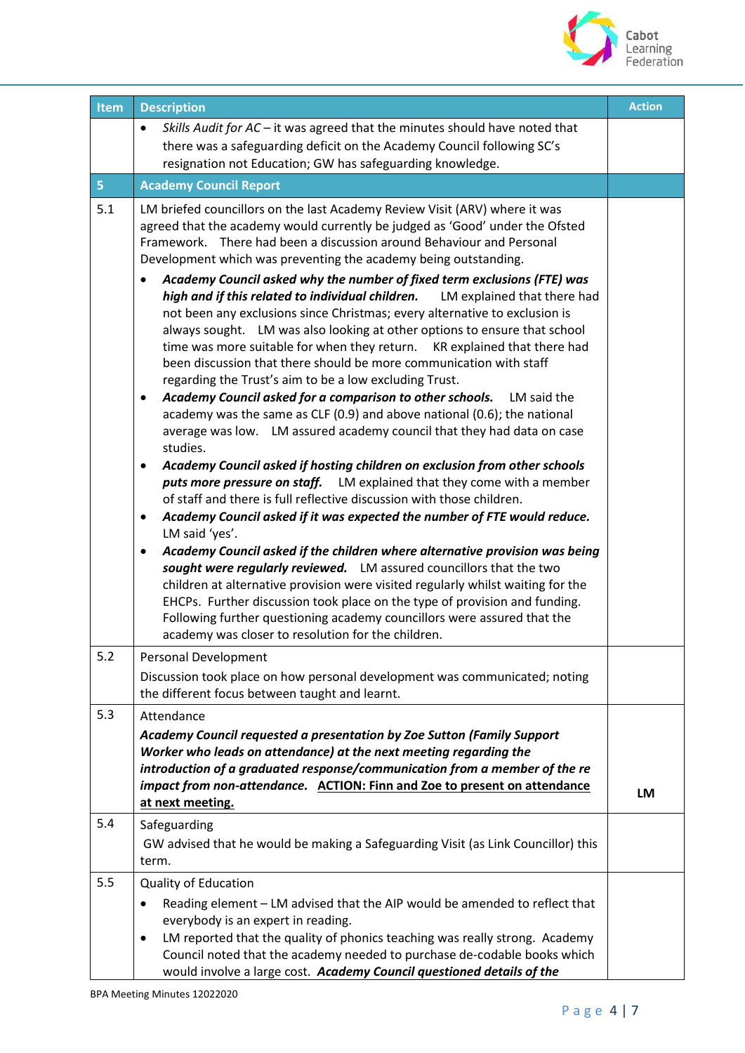| Item | Description | Action |
|---|---|---|
| | • *Skills Audit for AC* – it was agreed that the minutes should have noted that there was a safeguarding deficit on the Academy Council following SC's resignation not Education; GW has safeguarding knowledge. | |
| **5** | **Academy Council Report** | |
| 5.1 | LM briefed councillors on the last Academy Review Visit (ARV) where it was agreed that the academy would currently be judged as 'Good' under the Ofsted Framework. There had been a discussion around Behaviour and Personal Development which was preventing the academy being outstanding.<br>• ***Academy Council asked why the number of fixed term exclusions (FTE) was high and if this related to individual children.*** LM explained that there had not been any exclusions since Christmas; every alternative to exclusion is always sought. LM was also looking at other options to ensure that school time was more suitable for when they return. KR explained that there had been discussion that there should be more communication with staff regarding the Trust's aim to be a low excluding Trust.<br>• ***Academy Council asked for a comparison to other schools.*** LM said the academy was the same as CLF (0.9) and above national (0.6); the national average was low. LM assured academy council that they had data on case studies.<br>• ***Academy Council asked if hosting children on exclusion from other schools puts more pressure on staff.*** LM explained that they come with a member of staff and there is full reflective discussion with those children.<br>• ***Academy Council asked if it was expected the number of FTE would reduce.*** LM said 'yes'.<br>• ***Academy Council asked if the children where alternative provision was being sought were regularly reviewed.*** LM assured councillors that the two children at alternative provision were visited regularly whilst waiting for the EHCPs. Further discussion took place on the type of provision and funding. Following further questioning academy councillors were assured that the academy was closer to resolution for the children. | |
| 5.2 | Personal Development<br>Discussion took place on how personal development was communicated; noting the different focus between taught and learnt. | |
| 5.3 | Attendance<br>***Academy Council requested a presentation by Zoe Sutton (Family Support Worker who leads on attendance) at the next meeting regarding the introduction of a graduated response/communication from a member of the re impact from non-attendance.*** **ACTION: Finn and Zoe to present on attendance at next meeting.** | **LM** |
| 5.4 | Safeguarding<br>GW advised that he would be making a Safeguarding Visit (as Link Councillor) this term. | |
| 5.5 | Quality of Education<br>• Reading element – LM advised that the AIP would be amended to reflect that everybody is an expert in reading.<br>• LM reported that the quality of phonics teaching was really strong. Academy Council noted that the academy needed to purchase de-codable books which would involve a large cost. ***Academy Council questioned details of the*** | |

BPA Meeting Minutes 12022020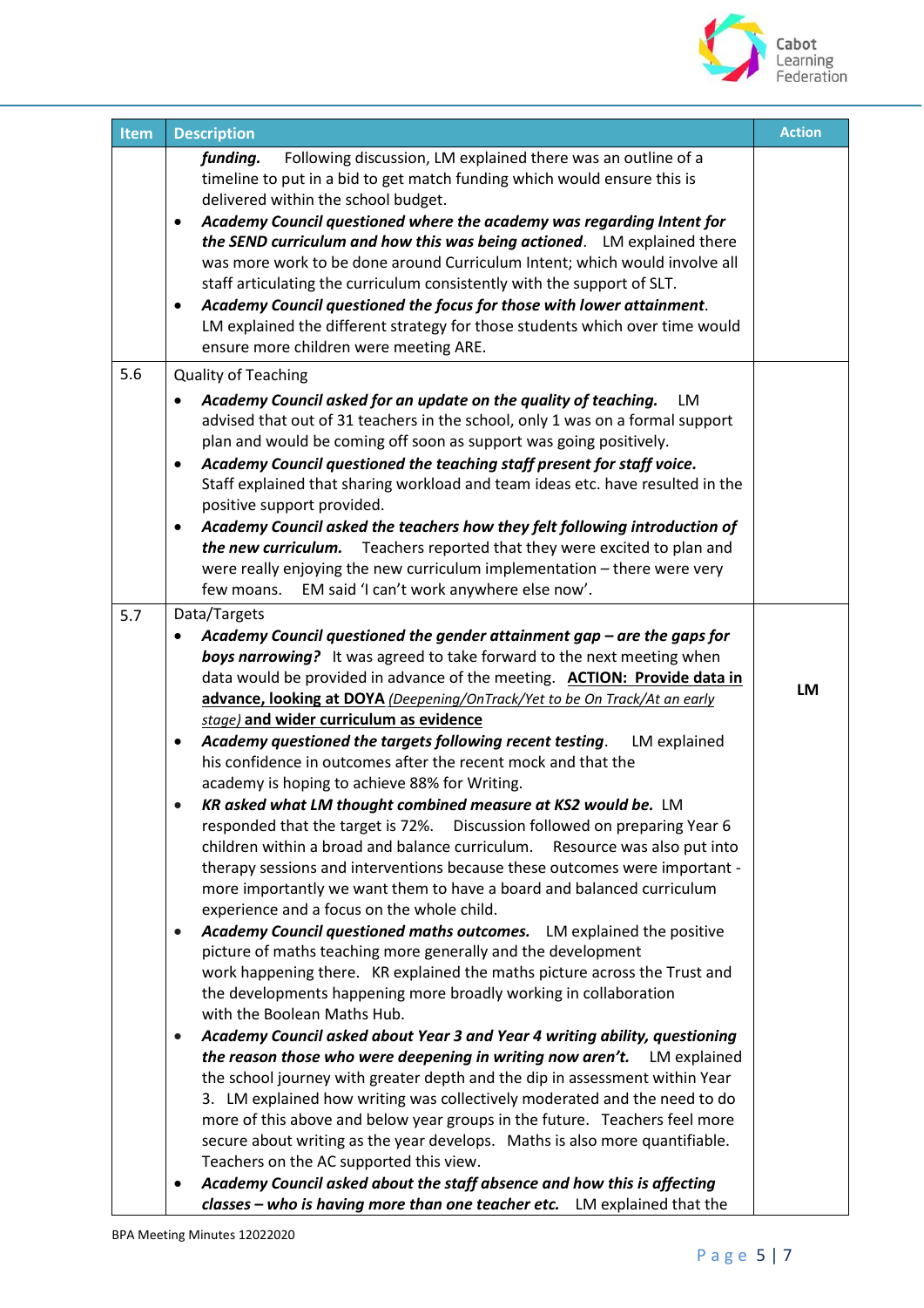| Item | Description | Action |
|---|---|---|
| | ***funding.*** Following discussion, LM explained there was an outline of a timeline to put in a bid to get match funding which would ensure this is delivered within the school budget.<br>• ***Academy Council questioned where the academy was regarding Intent for the SEND curriculum and how this was being actioned***. LM explained there was more work to be done around Curriculum Intent; which would involve all staff articulating the curriculum consistently with the support of SLT.<br>• ***Academy Council questioned the focus for those with lower attainment***. LM explained the different strategy for those students which over time would ensure more children were meeting ARE. | |
| 5.6 | Quality of Teaching<br>• ***Academy Council asked for an update on the quality of teaching.*** LM advised that out of 31 teachers in the school, only 1 was on a formal support plan and would be coming off soon as support was going positively.<br>• ***Academy Council questioned the teaching staff present for staff voice.*** Staff explained that sharing workload and team ideas etc. have resulted in the positive support provided.<br>• ***Academy Council asked the teachers how they felt following introduction of the new curriculum.*** Teachers reported that they were excited to plan and were really enjoying the new curriculum implementation – there were very few moans. EM said 'I can't work anywhere else now'. | |
| 5.7 | Data/Targets<br>• ***Academy Council questioned the gender attainment gap – are the gaps for boys narrowing?*** It was agreed to take forward to the next meeting when data would be provided in advance of the meeting. <u>**ACTION: Provide data in advance, looking at DOYA**</u> <u>*(Deepening/OnTrack/Yet to be On Track/At an early stage)*</u> <u>**and wider curriculum as evidence**</u><br>• ***Academy questioned the targets following recent testing***. LM explained his confidence in outcomes after the recent mock and that the academy is hoping to achieve 88% for Writing.<br>• ***KR asked what LM thought combined measure at KS2 would be.*** LM responded that the target is 72%. Discussion followed on preparing Year 6 children within a broad and balance curriculum. Resource was also put into therapy sessions and interventions because these outcomes were important - more importantly we want them to have a board and balanced curriculum experience and a focus on the whole child.<br>• ***Academy Council questioned maths outcomes.*** LM explained the positive picture of maths teaching more generally and the development work happening there. KR explained the maths picture across the Trust and the developments happening more broadly working in collaboration with the Boolean Maths Hub.<br>• ***Academy Council asked about Year 3 and Year 4 writing ability, questioning the reason those who were deepening in writing now aren't.*** LM explained the school journey with greater depth and the dip in assessment within Year 3. LM explained how writing was collectively moderated and the need to do more of this above and below year groups in the future. Teachers feel more secure about writing as the year develops. Maths is also more quantifiable. Teachers on the AC supported this view.<br>• ***Academy Council asked about the staff absence and how this is affecting classes – who is having more than one teacher etc.*** LM explained that the | **LM** |

BPA Meeting Minutes 12022020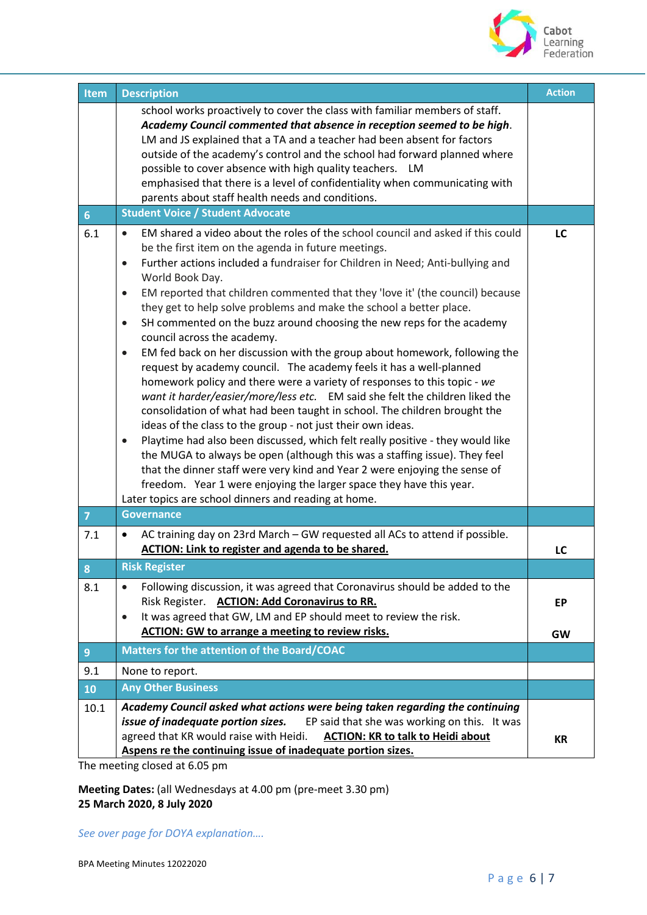| Item | Description | Action |
|---|---|---|
| | school works proactively to cover the class with familiar members of staff. ***Academy Council commented that absence in reception seemed to be high***. LM and JS explained that a TA and a teacher had been absent for factors outside of the academy's control and the school had forward planned where possible to cover absence with high quality teachers. LM emphasised that there is a level of confidentiality when communicating with parents about staff health needs and conditions. | |
| **6** | **Student Voice / Student Advocate** | |
| 6.1 | • EM shared a video about the roles of the school council and asked if this could be the first item on the agenda in future meetings.<br>• Further actions included a fundraiser for Children in Need; Anti-bullying and World Book Day.<br>• EM reported that children commented that they 'love it' (the council) because they get to help solve problems and make the school a better place.<br>• SH commented on the buzz around choosing the new reps for the academy council across the academy.<br>• EM fed back on her discussion with the group about homework, following the request by academy council. The academy feels it has a well-planned homework policy and there were a variety of responses to this topic - *we want it harder/easier/more/less etc.* EM said she felt the children liked the consolidation of what had been taught in school. The children brought the ideas of the class to the group - not just their own ideas.<br>• Playtime had also been discussed, which felt really positive - they would like the MUGA to always be open (although this was a staffing issue). They feel that the dinner staff were very kind and Year 2 were enjoying the sense of freedom. Year 1 were enjoying the larger space they have this year.<br>Later topics are school dinners and reading at home. | **LC** |
| **7** | **Governance** | |
| 7.1 | • AC training day on 23rd March – GW requested all ACs to attend if possible. **ACTION: Link to register and agenda to be shared.** | **LC** |
| **8** | **Risk Register** | |
| 8.1 | • Following discussion, it was agreed that Coronavirus should be added to the Risk Register. **ACTION: Add Coronavirus to RR.**<br>• It was agreed that GW, LM and EP should meet to review the risk. **ACTION: GW to arrange a meeting to review risks.** | **EP**<br><br>**GW** |
| **9** | **Matters for the attention of the Board/COAC** | |
| 9.1 | None to report. | |
| **10** | **Any Other Business** | |
| 10.1 | ***Academy Council asked what actions were being taken regarding the continuing issue of inadequate portion sizes.*** EP said that she was working on this. It was agreed that KR would raise with Heidi. **ACTION: KR to talk to Heidi about Aspens re the continuing issue of inadequate portion sizes.** | **KR** |

The meeting closed at 6.05 pm

**Meeting Dates:** (all Wednesdays at 4.00 pm (pre-meet 3.30 pm)
**25 March 2020, 8 July 2020**

*See over page for DOYA explanation….*

BPA Meeting Minutes 12022020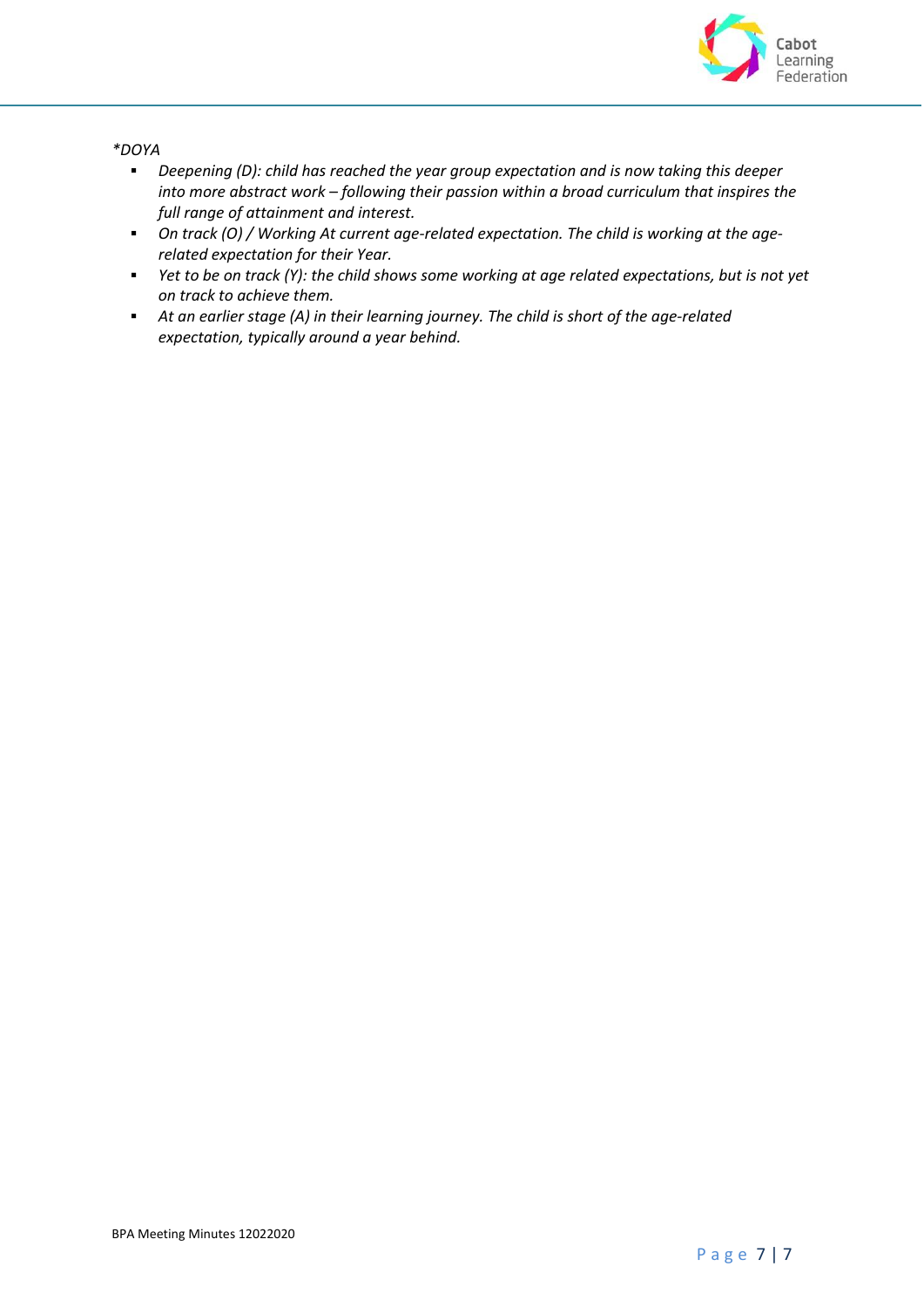*\*DOYA*

- *Deepening (D): child has reached the year group expectation and is now taking this deeper into more abstract work – following their passion within a broad curriculum that inspires the full range of attainment and interest.*
- *On track (O) / Working At current age-related expectation. The child is working at the age-related expectation for their Year.*
- *Yet to be on track (Y): the child shows some working at age related expectations, but is not yet on track to achieve them.*
- *At an earlier stage (A) in their learning journey. The child is short of the age-related expectation, typically around a year behind.*